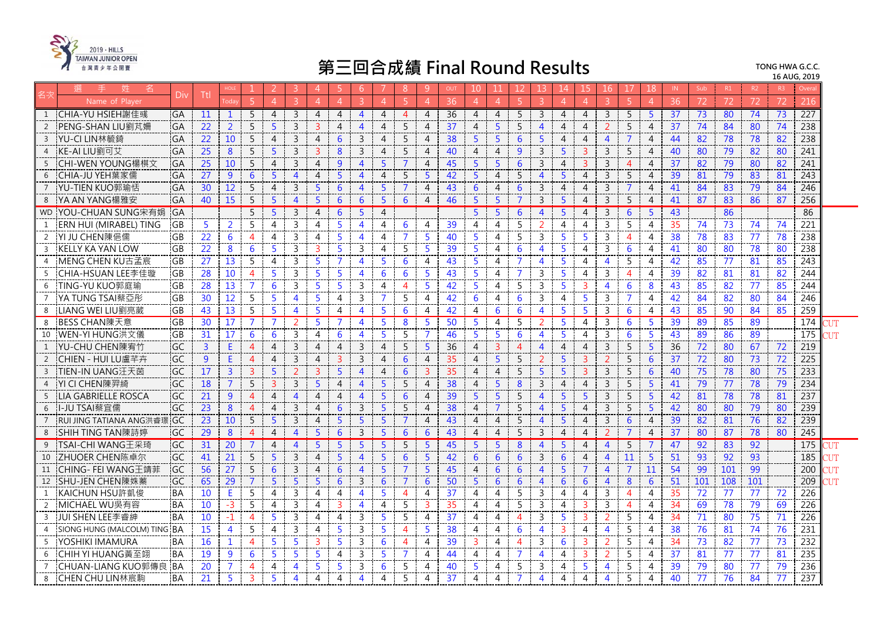2019 · HILLS TAIWAN JUNIOR OPEN 台灣青少年公開賽

# 第三回合成績 Final Round Results

TONG HWA G.C.C.
16 AUG, 2019

| 名次 | 選手姓名 Name of Player | Div | Ttl | HOLE Today | 1 | 2 | 3 | 4 | 5 | 6 | 7 | 8 | 9 | OUT | 10 | 11 | 12 | 13 | 14 | 15 | 16 | 17 | 18 | IN | Sub | R1 | R2 | R3 | Overal | |
|---|---|---|---|---|---|---|---|---|---|---|---|---|---|---|---|---|---|---|---|---|---|---|---|---|---|---|---|---|---|---|
| | | | | | 5 | 4 | 3 | 4 | 4 | 3 | 4 | 5 | 4 | 36 | 4 | 4 | 5 | 3 | 4 | 4 | 3 | 5 | 4 | 36 | 72 | 72 | 72 | 72 | 216 | |
| 1 | CHIA-YU HSIEH謝佳彧 | GA | 11 | 1 | 5 | 4 | 3 | 4 | 4 | 4 | 4 | 4 | 4 | 36 | 4 | 4 | 5 | 3 | 4 | 4 | 3 | 5 | 5 | 37 | 73 | 80 | 74 | 73 | 227 | |
| 2 | PENG-SHAN LIU劉芃姍 | GA | 22 | 2 | 5 | 5 | 3 | 3 | 4 | 4 | 4 | 5 | 4 | 37 | 4 | 5 | 5 | 4 | 4 | 4 | 2 | 5 | 4 | 37 | 74 | 84 | 80 | 74 | 238 | |
| 3 | YU-CI LIN林毓錡 | GA | 22 | 10 | 5 | 4 | 3 | 4 | 6 | 3 | 4 | 5 | 4 | 38 | 5 | 5 | 6 | 5 | 4 | 4 | 4 | 7 | 4 | 44 | 82 | 78 | 78 | 82 | 238 | |
| 4 | KE-AI LIU劉可艾 | GA | 25 | 8 | 5 | 5 | 3 | 3 | 8 | 3 | 4 | 5 | 4 | 40 | 4 | 4 | 9 | 3 | 5 | 3 | 3 | 5 | 4 | 40 | 80 | 79 | 82 | 80 | 241 | |
| 5 | CHI-WEN YOUNG楊棋文 | GA | 25 | 10 | 5 | 4 | 3 | 4 | 9 | 4 | 5 | 7 | 4 | 45 | 5 | 5 | 6 | 3 | 4 | 3 | 3 | 4 | 4 | 37 | 82 | 79 | 80 | 82 | 241 | |
| 6 | CHIA-JU YEH葉家儒 | GA | 27 | 9 | 6 | 5 | 4 | 4 | 5 | 4 | 4 | 5 | 5 | 42 | 5 | 4 | 5 | 4 | 5 | 4 | 3 | 5 | 4 | 39 | 81 | 79 | 83 | 81 | 243 | |
| 7 | YU-TIEN KUO郭瑜恬 | GA | 30 | 12 | 5 | 4 | 3 | 5 | 6 | 4 | 5 | 7 | 4 | 43 | 6 | 4 | 6 | 3 | 4 | 4 | 3 | 7 | 4 | 41 | 84 | 83 | 79 | 84 | 246 | |
| 8 | YA AN YANG楊雅安 | GA | 40 | 15 | 5 | 5 | 4 | 5 | 6 | 6 | 5 | 6 | 4 | 46 | 5 | 5 | 7 | 3 | 5 | 4 | 3 | 5 | 4 | 41 | 87 | 83 | 86 | 87 | 256 | |
| WD | YOU-CHUAN SUNG宋有娟 | GA | | | 5 | 5 | 3 | 4 | 6 | 5 | 4 | | | | 5 | 5 | 6 | 4 | 5 | 4 | 3 | 6 | 5 | 43 | | 86 | | | 86 | |
| 1 | ERN HUI (MIRABEL) TING | GB | 5 | 2 | 5 | 4 | 3 | 4 | 5 | 4 | 4 | 6 | 4 | 39 | 4 | 4 | 5 | 2 | 4 | 4 | 3 | 5 | 4 | 35 | 74 | 73 | 74 | 74 | 221 | |
| 2 | YI JU CHEN陳怡儒 | GB | 22 | 6 | 4 | 4 | 3 | 4 | 5 | 4 | 4 | 7 | 5 | 40 | 5 | 4 | 5 | 3 | 5 | 5 | 3 | 4 | 4 | 38 | 78 | 83 | 77 | 78 | 238 | |
| 3 | KELLY KA YAN LOW | GB | 22 | 8 | 6 | 5 | 3 | 3 | 5 | 3 | 4 | 5 | 5 | 39 | 5 | 4 | 6 | 4 | 5 | 4 | 3 | 6 | 4 | 41 | 80 | 80 | 78 | 80 | 238 | |
| 4 | MENG CHEN KU古孟宸 | GB | 27 | 13 | 5 | 4 | 3 | 5 | 7 | 4 | 5 | 6 | 4 | 43 | 5 | 4 | 7 | 4 | 5 | 4 | 4 | 5 | 4 | 42 | 85 | 77 | 81 | 85 | 243 | |
| 5 | CHIA-HSUAN LEE李佳璇 | GB | 28 | 10 | 4 | 5 | 3 | 5 | 5 | 4 | 6 | 6 | 5 | 43 | 5 | 4 | 7 | 3 | 5 | 4 | 3 | 4 | 4 | 39 | 82 | 81 | 81 | 82 | 244 | |
| 6 | TING-YU KUO郭庭瑜 | GB | 28 | 13 | 7 | 6 | 3 | 5 | 5 | 3 | 4 | 4 | 5 | 42 | 5 | 4 | 5 | 3 | 5 | 3 | 4 | 6 | 8 | 43 | 85 | 82 | 77 | 85 | 244 | |
| 7 | YA TUNG TSAI蔡亞彤 | GB | 30 | 12 | 5 | 5 | 4 | 5 | 4 | 3 | 7 | 5 | 4 | 42 | 6 | 4 | 6 | 3 | 4 | 5 | 3 | 7 | 4 | 42 | 84 | 82 | 80 | 84 | 246 | |
| 8 | LIANG WEI LIU劉亮葳 | GB | 43 | 13 | 5 | 5 | 4 | 5 | 4 | 4 | 5 | 6 | 4 | 42 | 4 | 6 | 6 | 4 | 5 | 5 | 3 | 6 | 4 | 43 | 85 | 90 | 84 | 85 | 259 | |
| 8 | BESS CHAN陳天意 | GB | 30 | 17 | 7 | 7 | 2 | 5 | 7 | 4 | 5 | 8 | 5 | 50 | 5 | 4 | 5 | 2 | 5 | 4 | 3 | 6 | 5 | 39 | 89 | 85 | 89 | | 174 | CUT |
| 10 | WEN-YI HUNG洪文儀 | GB | 31 | 17 | 6 | 6 | 3 | 4 | 6 | 4 | 5 | 5 | 7 | 46 | 5 | 5 | 6 | 4 | 5 | 4 | 3 | 6 | 5 | 43 | 89 | 86 | 89 | | 175 | CUT |
| 1 | YU-CHU CHEN陳宥竹 | GC | 3 | E | 4 | 4 | 3 | 4 | 4 | 3 | 4 | 5 | 5 | 36 | 4 | 3 | 4 | 4 | 4 | 4 | 3 | 5 | 5 | 36 | 72 | 80 | 67 | 72 | 219 | |
| 2 | CHIEN - HUI LU盧芊卉 | GC | 9 | E | 4 | 4 | 3 | 4 | 3 | 3 | 4 | 6 | 4 | 35 | 4 | 5 | 5 | 2 | 5 | 3 | 2 | 5 | 6 | 37 | 72 | 80 | 73 | 72 | 225 | |
| 3 | TIEN-IN UANG汪天茵 | GC | 17 | 3 | 3 | 5 | 2 | 3 | 5 | 4 | 4 | 6 | 3 | 35 | 4 | 4 | 5 | 5 | 5 | 3 | 3 | 5 | 6 | 40 | 75 | 78 | 80 | 75 | 233 | |
| 4 | YI CI CHEN陳羿綺 | GC | 18 | 7 | 5 | 3 | 3 | 5 | 4 | 4 | 5 | 5 | 4 | 38 | 4 | 5 | 8 | 3 | 4 | 4 | 3 | 5 | 5 | 41 | 79 | 77 | 78 | 79 | 234 | |
| 5 | LIA GABRIELLE ROSCA | GC | 21 | 9 | 4 | 4 | 4 | 4 | 4 | 4 | 5 | 6 | 4 | 39 | 5 | 5 | 5 | 4 | 5 | 5 | 3 | 5 | 5 | 42 | 81 | 78 | 78 | 81 | 237 | |
| 6 | I-JU TSAI蔡宜儒 | GC | 23 | 8 | 4 | 4 | 3 | 4 | 6 | 3 | 5 | 5 | 4 | 38 | 4 | 7 | 5 | 4 | 5 | 4 | 3 | 5 | 5 | 42 | 80 | 80 | 79 | 80 | 239 | |
| 7 | RUI JING TATIANA ANG洪睿璟 | GC | 23 | 10 | 5 | 5 | 3 | 4 | 5 | 5 | 5 | 7 | 4 | 43 | 4 | 4 | 5 | 4 | 5 | 4 | 3 | 6 | 4 | 39 | 82 | 81 | 76 | 82 | 239 | |
| 8 | SHIH TING TAN陳詩婷 | GC | 29 | 8 | 4 | 4 | 4 | 5 | 6 | 3 | 5 | 6 | 6 | 43 | 4 | 4 | 5 | 3 | 4 | 4 | 2 | 7 | 4 | 37 | 80 | 87 | 78 | 80 | 245 | |
| 9 | TSAI-CHI WANG王采琦 | GC | 31 | 20 | 7 | 4 | 4 | 5 | 5 | 5 | 5 | 5 | 5 | 45 | 5 | 5 | 8 | 4 | 5 | 4 | 4 | 5 | 7 | 47 | 92 | 83 | 92 | | 175 | CUT |
| 10 | ZHUOER CHEN陈卓尔 | GC | 41 | 21 | 5 | 5 | 3 | 4 | 5 | 4 | 5 | 6 | 5 | 42 | 6 | 6 | 6 | 3 | 6 | 4 | 4 | 11 | 5 | 51 | 93 | 92 | 93 | | 185 | CUT |
| 11 | CHING- FEI WANG王靖菲 | GC | 56 | 27 | 5 | 6 | 3 | 4 | 6 | 4 | 5 | 7 | 5 | 45 | 4 | 6 | 6 | 4 | 5 | 7 | 4 | 7 | 11 | 54 | 99 | 101 | 99 | | 200 | CUT |
| 12 | SHU-JEN CHEN陳姝蓁 | GC | 65 | 29 | 7 | 5 | 5 | 5 | 6 | 3 | 6 | 7 | 6 | 50 | 5 | 6 | 6 | 4 | 6 | 6 | 4 | 8 | 6 | 51 | 101 | 108 | 101 | | 209 | CUT |
| 1 | KAICHUN HSU許凱俊 | BA | 10 | E | 5 | 4 | 3 | 4 | 4 | 4 | 5 | 4 | 4 | 37 | 4 | 4 | 5 | 3 | 4 | 4 | 3 | 4 | 4 | 35 | 72 | 77 | 77 | 72 | 226 | |
| 2 | MICHAEL WU吳有容 | BA | 10 | -3 | 5 | 4 | 3 | 4 | 3 | 4 | 4 | 5 | 3 | 35 | 4 | 4 | 5 | 3 | 4 | 3 | 3 | 4 | 4 | 34 | 69 | 78 | 79 | 69 | 226 | |
| 3 | JUI SHEN LEE李睿紳 | BA | 10 | -1 | 4 | 5 | 3 | 4 | 4 | 3 | 5 | 5 | 4 | 37 | 4 | 4 | 4 | 3 | 5 | 3 | 2 | 5 | 4 | 34 | 71 | 80 | 75 | 71 | 226 | |
| 4 | SIONG HUNG (MALCOLM) TING | BA | 15 | 4 | 5 | 4 | 3 | 4 | 5 | 3 | 5 | 4 | 5 | 38 | 4 | 4 | 6 | 4 | 3 | 4 | 4 | 5 | 4 | 38 | 76 | 81 | 74 | 76 | 231 | |
| 5 | YOSHIKI IMAMURA | BA | 16 | 1 | 4 | 5 | 5 | 3 | 5 | 3 | 6 | 4 | 4 | 39 | 3 | 4 | 4 | 3 | 6 | 3 | 2 | 5 | 4 | 34 | 73 | 82 | 77 | 73 | 232 | |
| 6 | CHIH YI HUANG黃至翊 | BA | 19 | 9 | 6 | 5 | 5 | 5 | 4 | 3 | 5 | 7 | 4 | 44 | 4 | 4 | 7 | 4 | 4 | 3 | 2 | 5 | 4 | 37 | 81 | 77 | 77 | 81 | 235 | |
| 7 | CHUAN-LIANG KUO郭傳良 | BA | 20 | 7 | 4 | 4 | 4 | 5 | 5 | 3 | 6 | 5 | 4 | 40 | 5 | 4 | 5 | 3 | 4 | 5 | 4 | 5 | 4 | 39 | 79 | 80 | 77 | 79 | 236 | |
| 8 | CHEN CHU LIN林宸駒 | BA | 21 | 5 | 3 | 5 | 4 | 4 | 4 | 4 | 4 | 5 | 4 | 37 | 4 | 4 | 7 | 4 | 4 | 4 | 4 | 5 | 4 | 40 | 77 | 76 | 84 | 77 | 237 | |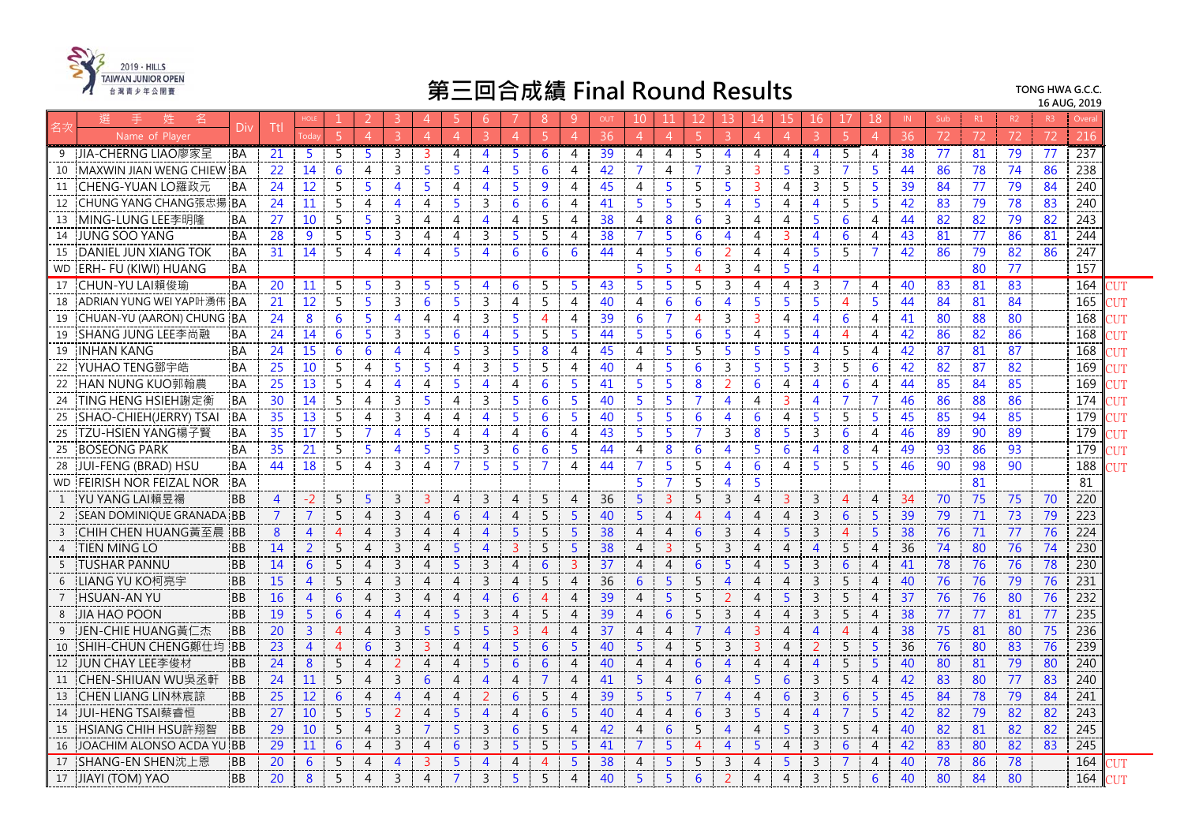2019 · HILLS TAIWAN JUNIOR OPEN 台灣青少年公開賽

# 第三回合成績 Final Round Results

TONG HWA G.C.C.
16 AUG, 2019

| 名次 | 選手姓名 Name of Player | Div | Ttl | HOLE Today | 1 | 2 | 3 | 4 | 5 | 6 | 7 | 8 | 9 | OUT | 10 | 11 | 12 | 13 | 14 | 15 | 16 | 17 | 18 | IN | Sub | R1 | R2 | R3 | Overall | |
|---|---|---|---|---|---|---|---|---|---|---|---|---|---|---|---|---|---|---|---|---|---|---|---|---|---|---|---|---|---|---|
| | | | | | 5 | 4 | 3 | 4 | 4 | 3 | 4 | 5 | 4 | 36 | 4 | 4 | 5 | 3 | 4 | 4 | 3 | 5 | 4 | 36 | 72 | 72 | 72 | 72 | 216 | |
| 9 | JIA-CHERNG LIAO廖家呈 | BA | 21 | 5 | 5 | 5 | 3 | 3 | 4 | 4 | 5 | 6 | 4 | 39 | 4 | 4 | 5 | 4 | 4 | 4 | 4 | 5 | 4 | 38 | 77 | 81 | 79 | 77 | 237 | |
| 10 | MAXWIN JIAN WENG CHIEW | BA | 22 | 14 | 6 | 4 | 3 | 5 | 5 | 4 | 5 | 6 | 4 | 42 | 7 | 4 | 7 | 3 | 3 | 5 | 3 | 7 | 5 | 44 | 86 | 78 | 74 | 86 | 238 | |
| 11 | CHENG-YUAN LO羅政元 | BA | 24 | 12 | 5 | 5 | 4 | 5 | 4 | 4 | 5 | 9 | 4 | 45 | 4 | 5 | 5 | 5 | 3 | 4 | 3 | 5 | 5 | 39 | 84 | 77 | 79 | 84 | 240 | |
| 12 | CHUNG YANG CHANG張忠揚 | BA | 24 | 11 | 5 | 4 | 4 | 4 | 5 | 3 | 6 | 6 | 4 | 41 | 5 | 5 | 5 | 4 | 5 | 4 | 4 | 5 | 5 | 42 | 83 | 79 | 78 | 83 | 240 | |
| 13 | MING-LUNG LEE李明隆 | BA | 27 | 10 | 5 | 5 | 3 | 4 | 4 | 4 | 4 | 5 | 4 | 38 | 4 | 8 | 6 | 3 | 4 | 4 | 5 | 6 | 4 | 44 | 82 | 82 | 79 | 82 | 243 | |
| 14 | JUNG SOO YANG | BA | 28 | 9 | 5 | 5 | 3 | 4 | 4 | 3 | 5 | 5 | 4 | 38 | 7 | 5 | 6 | 4 | 4 | 3 | 4 | 6 | 4 | 43 | 81 | 77 | 86 | 81 | 244 | |
| 15 | DANIEL JUN XIANG TOK | BA | 31 | 14 | 5 | 4 | 4 | 4 | 5 | 4 | 6 | 6 | 6 | 44 | 4 | 5 | 6 | 2 | 4 | 4 | 5 | 5 | 7 | 42 | 86 | 79 | 82 | 86 | 247 | |
| WD | ERH- FU (KIWI) HUANG | BA | | | | | | | | | | | | | 5 | 5 | 4 | 3 | 4 | 5 | 4 | | | | | 80 | 77 | | 157 | |
| 17 | CHUN-YU LAI賴俊瑜 | BA | 20 | 11 | 5 | 5 | 3 | 5 | 5 | 4 | 6 | 5 | 5 | 43 | 5 | 5 | 5 | 3 | 4 | 4 | 3 | 7 | 4 | 40 | 83 | 81 | 83 | | 164 | CUT |
| 18 | ADRIAN YUNG WEI YAP叶湧伟 | BA | 21 | 12 | 5 | 5 | 3 | 6 | 5 | 3 | 4 | 5 | 4 | 40 | 4 | 6 | 6 | 4 | 5 | 5 | 5 | 4 | 5 | 44 | 84 | 81 | 84 | | 165 | CUT |
| 19 | CHUAN-YU (AARON) CHUNG | BA | 24 | 8 | 6 | 5 | 4 | 4 | 4 | 3 | 5 | 4 | 4 | 39 | 6 | 7 | 4 | 3 | 3 | 4 | 4 | 6 | 4 | 41 | 80 | 88 | 80 | | 168 | CUT |
| 19 | SHANG JUNG LEE李尚融 | BA | 24 | 14 | 6 | 5 | 3 | 5 | 6 | 4 | 5 | 5 | 5 | 44 | 5 | 5 | 6 | 5 | 4 | 5 | 4 | 4 | 4 | 42 | 86 | 82 | 86 | | 168 | CUT |
| 19 | INHAN KANG | BA | 24 | 15 | 6 | 6 | 4 | 4 | 5 | 3 | 5 | 8 | 4 | 45 | 4 | 5 | 5 | 5 | 5 | 5 | 4 | 5 | 4 | 42 | 87 | 81 | 87 | | 168 | CUT |
| 22 | YUHAO TENG鄧宇皓 | BA | 25 | 10 | 5 | 4 | 5 | 5 | 4 | 3 | 5 | 5 | 4 | 40 | 4 | 5 | 6 | 3 | 5 | 5 | 3 | 5 | 6 | 42 | 82 | 87 | 82 | | 169 | CUT |
| 22 | HAN NUNG KUO郭翰農 | BA | 25 | 13 | 5 | 4 | 4 | 4 | 5 | 4 | 4 | 6 | 5 | 41 | 5 | 5 | 8 | 2 | 6 | 4 | 4 | 6 | 4 | 44 | 85 | 84 | 85 | | 169 | CUT |
| 24 | TING HENG HSIEH謝定衡 | BA | 30 | 14 | 5 | 4 | 3 | 5 | 4 | 3 | 5 | 6 | 5 | 40 | 5 | 5 | 7 | 4 | 4 | 3 | 4 | 7 | 7 | 46 | 86 | 88 | 86 | | 174 | CUT |
| 25 | SHAO-CHIEH(JERRY) TSAI | BA | 35 | 13 | 5 | 4 | 3 | 4 | 4 | 4 | 5 | 6 | 5 | 40 | 5 | 5 | 6 | 4 | 6 | 4 | 5 | 5 | 5 | 45 | 85 | 94 | 85 | | 179 | CUT |
| 25 | TZU-HSIEN YANG楊子賢 | BA | 35 | 17 | 5 | 7 | 4 | 5 | 4 | 4 | 4 | 6 | 4 | 43 | 5 | 5 | 7 | 3 | 8 | 5 | 3 | 6 | 4 | 46 | 89 | 90 | 89 | | 179 | CUT |
| 25 | BOSEONG PARK | BA | 35 | 21 | 5 | 5 | 4 | 5 | 5 | 3 | 6 | 6 | 5 | 44 | 4 | 8 | 6 | 4 | 5 | 6 | 4 | 8 | 4 | 49 | 93 | 86 | 93 | | 179 | CUT |
| 28 | JUI-FENG (BRAD) HSU | BA | 44 | 18 | 5 | 4 | 3 | 4 | 7 | 5 | 5 | 7 | 4 | 44 | 7 | 5 | 5 | 4 | 6 | 4 | 5 | 5 | 5 | 46 | 90 | 98 | 90 | | 188 | CUT |
| WD | FEIRISH NOR FEIZAL NOR | BA | | | | | | | | | | | | | 5 | 7 | 5 | 4 | 5 | | | | | | | 81 | | | 81 | |
| 1 | YU YANG LAI賴昱揚 | BB | 4 | -2 | 5 | 5 | 3 | 3 | 4 | 3 | 4 | 5 | 4 | 36 | 5 | 3 | 5 | 3 | 4 | 3 | 3 | 4 | 4 | 34 | 70 | 75 | 75 | 70 | 220 | |
| 2 | SEAN DOMINIQUE GRANADA | BB | 7 | 7 | 5 | 4 | 3 | 4 | 6 | 4 | 4 | 5 | 5 | 40 | 5 | 4 | 4 | 4 | 4 | 4 | 3 | 6 | 5 | 39 | 79 | 71 | 73 | 79 | 223 | |
| 3 | CHIH CHEN HUANG黃至晨 | BB | 8 | 4 | 4 | 4 | 3 | 4 | 4 | 4 | 5 | 5 | 5 | 38 | 4 | 4 | 6 | 3 | 4 | 5 | 3 | 4 | 5 | 38 | 76 | 71 | 77 | 76 | 224 | |
| 4 | TIEN MING LO | BB | 14 | 2 | 5 | 4 | 3 | 4 | 5 | 4 | 3 | 5 | 5 | 38 | 4 | 3 | 5 | 3 | 4 | 4 | 4 | 5 | 4 | 36 | 74 | 80 | 76 | 74 | 230 | |
| 5 | TUSHAR PANNU | BB | 14 | 6 | 5 | 4 | 3 | 4 | 5 | 3 | 4 | 6 | 3 | 37 | 4 | 4 | 6 | 5 | 4 | 5 | 3 | 6 | 4 | 41 | 78 | 76 | 76 | 78 | 230 | |
| 6 | LIANG YU KO柯亮宇 | BB | 15 | 4 | 5 | 4 | 3 | 4 | 4 | 3 | 4 | 5 | 4 | 36 | 6 | 5 | 5 | 4 | 4 | 4 | 3 | 5 | 4 | 40 | 76 | 76 | 79 | 76 | 231 | |
| 7 | HSUAN-AN YU | BB | 16 | 4 | 6 | 4 | 3 | 4 | 4 | 4 | 6 | 4 | 4 | 39 | 4 | 5 | 5 | 2 | 4 | 5 | 3 | 5 | 4 | 37 | 76 | 76 | 80 | 76 | 232 | |
| 8 | JIA HAO POON | BB | 19 | 5 | 6 | 4 | 4 | 4 | 5 | 3 | 4 | 5 | 4 | 39 | 4 | 6 | 5 | 3 | 4 | 4 | 3 | 5 | 4 | 38 | 77 | 77 | 81 | 77 | 235 | |
| 9 | JEN-CHIE HUANG黃仁杰 | BB | 20 | 3 | 4 | 4 | 3 | 5 | 5 | 5 | 3 | 4 | 4 | 37 | 4 | 4 | 7 | 4 | 3 | 4 | 4 | 4 | 4 | 38 | 75 | 81 | 80 | 75 | 236 | |
| 10 | SHIH-CHUN CHENG鄭仕均 | BB | 23 | 4 | 4 | 6 | 3 | 3 | 4 | 4 | 5 | 6 | 5 | 40 | 5 | 4 | 5 | 3 | 3 | 4 | 2 | 5 | 5 | 36 | 76 | 80 | 83 | 76 | 239 | |
| 12 | JUN CHAY LEE李俊材 | BB | 24 | 8 | 5 | 4 | 2 | 4 | 4 | 5 | 6 | 6 | 4 | 40 | 4 | 4 | 6 | 4 | 4 | 4 | 4 | 5 | 5 | 40 | 80 | 81 | 79 | 80 | 240 | |
| 11 | CHEN-SHIUAN WU吳丞軒 | BB | 24 | 11 | 5 | 4 | 3 | 6 | 4 | 4 | 4 | 7 | 4 | 41 | 5 | 4 | 6 | 4 | 5 | 6 | 3 | 5 | 4 | 42 | 83 | 80 | 77 | 83 | 240 | |
| 13 | CHEN LIANG LIN林宸諒 | BB | 25 | 12 | 6 | 4 | 4 | 4 | 4 | 2 | 6 | 5 | 4 | 39 | 5 | 5 | 7 | 4 | 4 | 6 | 3 | 6 | 5 | 45 | 84 | 78 | 79 | 84 | 241 | |
| 14 | JUI-HENG TSAI蔡睿恒 | BB | 27 | 10 | 5 | 5 | 2 | 4 | 5 | 4 | 4 | 6 | 5 | 40 | 4 | 4 | 6 | 3 | 5 | 4 | 4 | 7 | 5 | 42 | 82 | 79 | 82 | 82 | 243 | |
| 15 | HSIANG CHIH HSU許翔智 | BB | 29 | 10 | 5 | 4 | 3 | 7 | 5 | 3 | 6 | 5 | 4 | 42 | 4 | 6 | 5 | 4 | 4 | 5 | 3 | 5 | 4 | 40 | 82 | 81 | 82 | 82 | 245 | |
| 16 | JOACHIM ALONSO ACDA YU | BB | 29 | 11 | 6 | 4 | 3 | 4 | 6 | 3 | 5 | 5 | 5 | 41 | 7 | 5 | 4 | 4 | 5 | 4 | 3 | 6 | 4 | 42 | 83 | 80 | 82 | 83 | 245 | |
| 17 | SHANG-EN SHEN沈上恩 | BB | 20 | 6 | 5 | 4 | 4 | 3 | 5 | 4 | 4 | 4 | 5 | 38 | 4 | 5 | 5 | 3 | 4 | 5 | 3 | 7 | 4 | 40 | 78 | 86 | 78 | | 164 | CUT |
| 17 | JIAYI (TOM) YAO | BB | 20 | 8 | 5 | 4 | 3 | 4 | 7 | 3 | 5 | 5 | 4 | 40 | 5 | 5 | 6 | 2 | 4 | 4 | 3 | 5 | 6 | 40 | 80 | 84 | 80 | | 164 | CUT |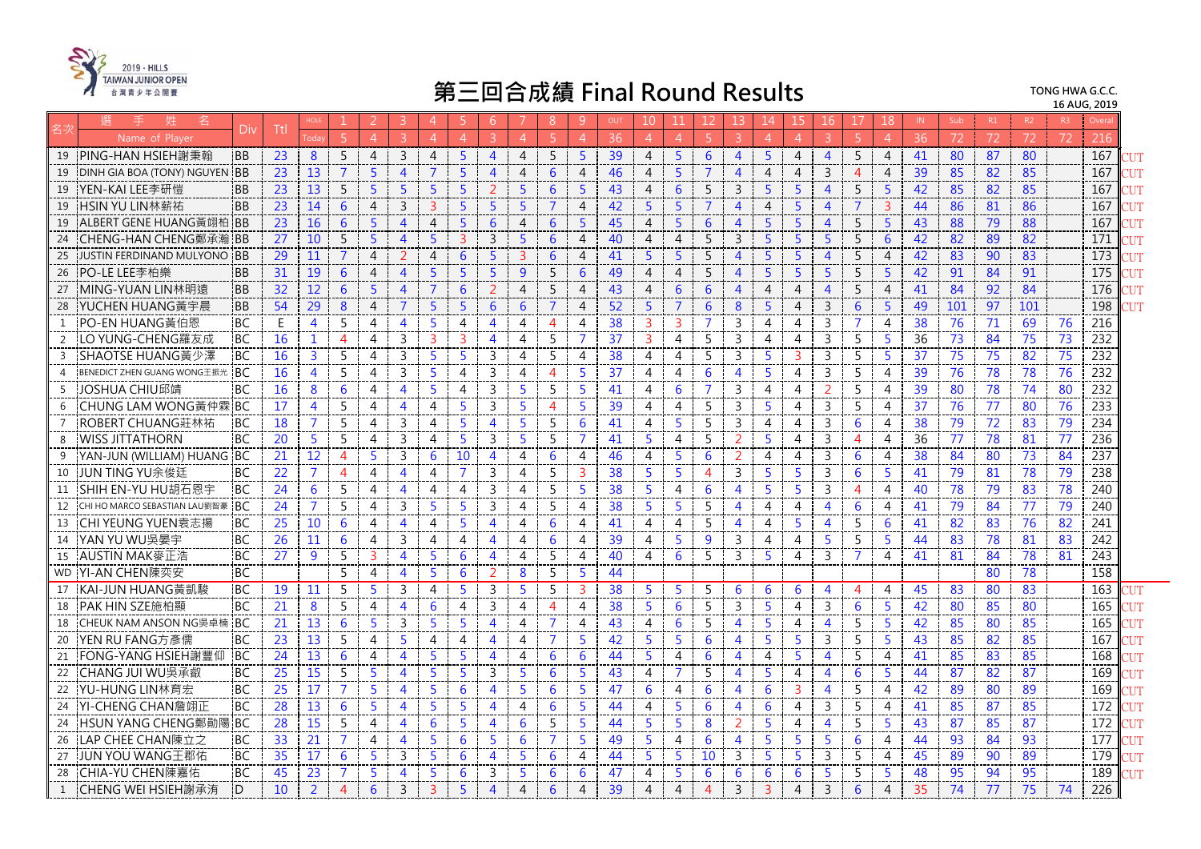2019 · HILLS TAIWAN JUNIOR OPEN 台灣青少年公開賽

# 第三回合成績 Final Round Results

TONG HWA G.C.C.
16 AUG, 2019

| 名次 | 選手姓名 Name of Player | Div | Ttl | HOLE Today | 1 | 2 | 3 | 4 | 5 | 6 | 7 | 8 | 9 | OUT | 10 | 11 | 12 | 13 | 14 | 15 | 16 | 17 | 18 | IN | Sub | R1 | R2 | R3 | Overall | |
|---|---|---|---|---|---|---|---|---|---|---|---|---|---|---|---|---|---|---|---|---|---|---|---|---|---|---|---|---|---|---|
| | | | | 5 | 4 | 3 | 4 | 4 | 3 | 4 | 5 | 4 | | 36 | 4 | 4 | 5 | 3 | 4 | 4 | 3 | 5 | 4 | 36 | 72 | 72 | 72 | 72 | 216 | |
| 19 | PING-HAN HSIEH謝秉翰 | BB | 23 | 8 | 5 | 4 | 3 | 4 | 5 | 4 | 4 | 5 | 5 | 39 | 4 | 5 | 6 | 4 | 5 | 4 | 4 | 5 | 4 | 41 | 80 | 87 | 80 | | 167 | CUT |
| 19 | DINH GIA BOA (TONY) NGUYEN | BB | 23 | 13 | 7 | 5 | 4 | 7 | 5 | 4 | 4 | 6 | 4 | 46 | 4 | 5 | 7 | 4 | 4 | 4 | 3 | 4 | 4 | 39 | 85 | 82 | 85 | | 167 | CUT |
| 19 | YEN-KAI LEE李研愷 | BB | 23 | 13 | 5 | 5 | 5 | 5 | 5 | 2 | 5 | 6 | 5 | 43 | 4 | 6 | 5 | 3 | 5 | 5 | 4 | 5 | 5 | 42 | 85 | 82 | 85 | | 167 | CUT |
| 19 | HSIN YU LIN林薪祐 | BB | 23 | 14 | 6 | 4 | 3 | 3 | 5 | 5 | 5 | 7 | 4 | 42 | 5 | 5 | 7 | 4 | 4 | 5 | 4 | 7 | 3 | 44 | 86 | 81 | 86 | | 167 | CUT |
| 19 | ALBERT GENE HUANG黃翊柏 | BB | 23 | 16 | 6 | 5 | 4 | 4 | 5 | 6 | 4 | 6 | 5 | 45 | 4 | 5 | 6 | 4 | 5 | 5 | 4 | 5 | 5 | 43 | 88 | 79 | 88 | | 167 | CUT |
| 24 | CHENG-HAN CHENG鄭承瀚 | BB | 27 | 10 | 5 | 5 | 4 | 5 | 3 | 3 | 5 | 6 | 4 | 40 | 4 | 4 | 5 | 3 | 5 | 5 | 5 | 5 | 6 | 42 | 82 | 89 | 82 | | 171 | CUT |
| 25 | JUSTIN FERDINAND MULYONO | BB | 29 | 11 | 7 | 4 | 2 | 4 | 6 | 5 | 3 | 6 | 4 | 41 | 5 | 5 | 5 | 4 | 5 | 5 | 4 | 5 | 4 | 42 | 83 | 90 | 83 | | 173 | CUT |
| 26 | PO-LE LEE李柏樂 | BB | 31 | 19 | 6 | 4 | 4 | 5 | 5 | 5 | 9 | 5 | 6 | 49 | 4 | 4 | 5 | 4 | 5 | 5 | 5 | 5 | 5 | 42 | 91 | 84 | 91 | | 175 | CUT |
| 27 | MING-YUAN LIN林明遠 | BB | 32 | 12 | 6 | 5 | 4 | 7 | 6 | 2 | 4 | 5 | 4 | 43 | 4 | 6 | 6 | 4 | 4 | 4 | 4 | 5 | 4 | 41 | 84 | 92 | 84 | | 176 | CUT |
| 28 | YUCHEN HUANG黃宇晨 | BB | 54 | 29 | 8 | 4 | 7 | 5 | 5 | 6 | 6 | 7 | 4 | 52 | 5 | 7 | 6 | 8 | 5 | 4 | 3 | 6 | 5 | 49 | 101 | 97 | 101 | | 198 | CUT |
| 1 | PO-EN HUANG黃伯恩 | BC | E | 4 | 5 | 4 | 4 | 5 | 4 | 4 | 4 | 4 | 4 | 38 | 3 | 3 | 7 | 3 | 4 | 4 | 3 | 7 | 4 | 38 | 76 | 71 | 69 | 76 | 216 | |
| 2 | LO YUNG-CHENG羅友成 | BC | 16 | 1 | 4 | 4 | 3 | 3 | 3 | 4 | 4 | 5 | 7 | 37 | 3 | 4 | 5 | 3 | 4 | 4 | 3 | 5 | 5 | 36 | 73 | 84 | 75 | 73 | 232 | |
| 3 | SHAOTSE HUANG黃少澤 | BC | 16 | 3 | 5 | 4 | 3 | 5 | 5 | 3 | 4 | 5 | 4 | 38 | 4 | 4 | 5 | 3 | 5 | 3 | 3 | 5 | 5 | 37 | 75 | 75 | 82 | 75 | 232 | |
| 4 | BENEDICT ZHEN GUANG WONG王振光 | BC | 16 | 4 | 5 | 4 | 3 | 5 | 4 | 3 | 4 | 4 | 5 | 37 | 4 | 4 | 6 | 4 | 5 | 4 | 3 | 5 | 4 | 39 | 76 | 78 | 78 | 76 | 232 | |
| 5 | JOSHUA CHIU邱靖 | BC | 16 | 8 | 6 | 4 | 4 | 5 | 4 | 3 | 5 | 5 | 5 | 41 | 4 | 6 | 7 | 3 | 4 | 4 | 2 | 5 | 4 | 39 | 80 | 78 | 74 | 80 | 232 | |
| 6 | CHUNG LAM WONG黃仲霖 | BC | 17 | 4 | 5 | 4 | 4 | 4 | 5 | 3 | 5 | 4 | 5 | 39 | 4 | 4 | 5 | 3 | 5 | 4 | 3 | 5 | 4 | 37 | 76 | 77 | 80 | 76 | 233 | |
| 7 | ROBERT CHUANG莊林祐 | BC | 18 | 7 | 5 | 4 | 3 | 4 | 5 | 4 | 5 | 5 | 6 | 41 | 4 | 5 | 5 | 3 | 4 | 4 | 3 | 6 | 4 | 38 | 79 | 72 | 83 | 79 | 234 | |
| 8 | WISS JITTATHORN | BC | 20 | 5 | 5 | 4 | 3 | 4 | 5 | 3 | 5 | 5 | 7 | 41 | 5 | 4 | 5 | 2 | 5 | 4 | 3 | 4 | 4 | 36 | 77 | 78 | 81 | 77 | 236 | |
| 9 | YAN-JUN (WILLIAM) HUANG | BC | 21 | 12 | 4 | 5 | 3 | 6 | 10 | 4 | 4 | 6 | 4 | 46 | 4 | 5 | 6 | 2 | 4 | 4 | 3 | 6 | 4 | 38 | 84 | 80 | 73 | 84 | 237 | |
| 10 | JUN TING YU余俊廷 | BC | 22 | 7 | 4 | 4 | 4 | 4 | 7 | 3 | 4 | 5 | 3 | 38 | 5 | 5 | 4 | 3 | 5 | 5 | 3 | 6 | 5 | 41 | 79 | 81 | 78 | 79 | 238 | |
| 11 | SHIH EN-YU HU胡石恩宇 | BC | 24 | 6 | 5 | 4 | 4 | 4 | 4 | 3 | 4 | 5 | 5 | 38 | 5 | 4 | 6 | 4 | 5 | 5 | 3 | 4 | 4 | 40 | 78 | 79 | 83 | 78 | 240 | |
| 12 | CHI HO MARCO SEBASTIAN LAU劉智豪 | BC | 24 | 7 | 5 | 4 | 3 | 5 | 5 | 3 | 4 | 5 | 4 | 38 | 5 | 5 | 5 | 4 | 4 | 4 | 4 | 6 | 4 | 41 | 79 | 84 | 77 | 79 | 240 | |
| 13 | CHI YEUNG YUEN袁志揚 | BC | 25 | 10 | 6 | 4 | 4 | 4 | 5 | 4 | 4 | 6 | 4 | 41 | 4 | 4 | 5 | 4 | 4 | 5 | 4 | 5 | 6 | 41 | 82 | 83 | 76 | 82 | 241 | |
| 14 | YAN YU WU吳晏宇 | BC | 26 | 11 | 6 | 4 | 3 | 4 | 4 | 4 | 4 | 6 | 4 | 39 | 4 | 5 | 9 | 3 | 4 | 4 | 5 | 5 | 5 | 44 | 83 | 78 | 81 | 83 | 242 | |
| 15 | AUSTIN MAK麥正浩 | BC | 27 | 9 | 5 | 3 | 4 | 5 | 6 | 4 | 4 | 5 | 4 | 40 | 4 | 6 | 5 | 3 | 5 | 4 | 3 | 7 | 4 | 41 | 81 | 84 | 78 | 81 | 243 | |
| WD | YI-AN CHEN陳奕安 | BC | | | 5 | 4 | 4 | 5 | 6 | 2 | 8 | 5 | 5 | 44 | | | | | | | | | | | | 80 | 78 | | 158 | |
| 17 | KAI-JUN HUANG黃凱駿 | BC | 19 | 11 | 5 | 5 | 3 | 4 | 5 | 3 | 5 | 5 | 3 | 38 | 5 | 5 | 5 | 6 | 6 | 6 | 4 | 4 | 4 | 45 | 83 | 80 | 83 | | 163 | CUT |
| 18 | PAK HIN SZE施柏顯 | BC | 21 | 8 | 5 | 4 | 4 | 6 | 4 | 3 | 4 | 4 | 4 | 38 | 5 | 6 | 5 | 3 | 5 | 4 | 3 | 6 | 5 | 42 | 80 | 85 | 80 | | 165 | CUT |
| 18 | CHEUK NAM ANSON NG吳卓楠 | BC | 21 | 13 | 6 | 5 | 3 | 5 | 5 | 4 | 4 | 7 | 4 | 43 | 4 | 6 | 5 | 4 | 5 | 4 | 4 | 5 | 5 | 42 | 85 | 80 | 85 | | 165 | CUT |
| 20 | YEN RU FANG方彥儒 | BC | 23 | 13 | 5 | 4 | 5 | 4 | 4 | 4 | 4 | 7 | 5 | 42 | 5 | 5 | 6 | 4 | 5 | 5 | 3 | 5 | 5 | 43 | 85 | 82 | 85 | | 167 | CUT |
| 21 | FONG-YANG HSIEH謝豐仰 | BC | 24 | 13 | 6 | 4 | 4 | 5 | 5 | 4 | 4 | 6 | 6 | 44 | 5 | 4 | 6 | 4 | 4 | 5 | 4 | 5 | 4 | 41 | 85 | 83 | 85 | | 168 | CUT |
| 22 | CHANG JUI WU吳承叡 | BC | 25 | 15 | 5 | 5 | 4 | 5 | 5 | 3 | 5 | 6 | 5 | 43 | 4 | 7 | 5 | 4 | 5 | 4 | 4 | 6 | 5 | 44 | 87 | 82 | 87 | | 169 | CUT |
| 22 | YU-HUNG LIN林育宏 | BC | 25 | 17 | 7 | 5 | 4 | 5 | 6 | 4 | 5 | 6 | 5 | 47 | 6 | 4 | 6 | 4 | 6 | 3 | 4 | 5 | 4 | 42 | 89 | 80 | 89 | | 169 | CUT |
| 24 | YI-CHENG CHAN詹翊正 | BC | 28 | 13 | 6 | 5 | 4 | 5 | 5 | 4 | 4 | 6 | 5 | 44 | 4 | 5 | 6 | 4 | 6 | 4 | 3 | 5 | 4 | 41 | 85 | 87 | 85 | | 172 | CUT |
| 24 | HSUN YANG CHENG鄭勛陽 | BC | 28 | 15 | 5 | 4 | 4 | 6 | 5 | 4 | 6 | 5 | 5 | 44 | 5 | 5 | 8 | 2 | 5 | 4 | 4 | 5 | 5 | 43 | 87 | 85 | 87 | | 172 | CUT |
| 26 | LAP CHEE CHAN陳立之 | BC | 33 | 21 | 7 | 4 | 4 | 5 | 6 | 5 | 6 | 7 | 5 | 49 | 5 | 4 | 6 | 4 | 5 | 5 | 5 | 6 | 4 | 44 | 93 | 84 | 93 | | 177 | CUT |
| 27 | JUN YOU WANG王郡佑 | BC | 35 | 17 | 6 | 5 | 3 | 5 | 6 | 4 | 5 | 6 | 4 | 44 | 5 | 5 | 10 | 3 | 5 | 5 | 3 | 5 | 4 | 45 | 89 | 90 | 89 | | 179 | CUT |
| 28 | CHIA-YU CHEN陳嘉佑 | BC | 45 | 23 | 7 | 5 | 4 | 5 | 6 | 3 | 5 | 6 | 6 | 47 | 4 | 5 | 6 | 6 | 6 | 6 | 5 | 5 | 5 | 48 | 95 | 94 | 95 | | 189 | CUT |
| 1 | CHENG WEI HSIEH謝承洧 | D | 10 | 2 | 4 | 6 | 3 | 3 | 5 | 4 | 4 | 6 | 4 | 39 | 4 | 4 | 4 | 3 | 3 | 4 | 3 | 6 | 4 | 35 | 74 | 77 | 75 | 74 | 226 | |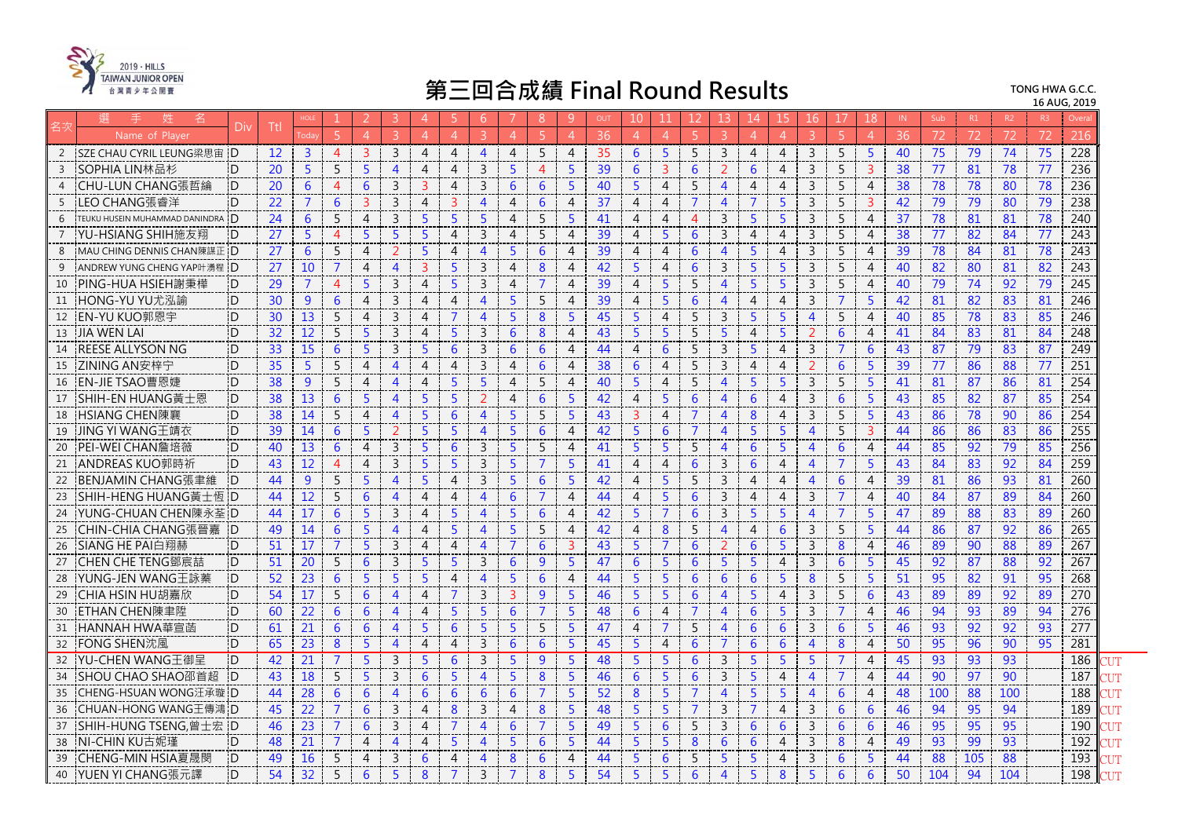2019 · HILLS TAIWAN JUNIOR OPEN 台灣青少年公開賽

# 第三回合成績 Final Round Results

TONG HWA G.C.C.
16 AUG, 2019

| 名次 | 選手姓名 Name of Player | Div | Ttl | HOLE Today | 1 | 2 | 3 | 4 | 5 | 6 | 7 | 8 | 9 | OUT | 10 | 11 | 12 | 13 | 14 | 15 | 16 | 17 | 18 | IN | Sub | R1 | R2 | R3 | Overall | |
|---|---|---|---|---|---|---|---|---|---|---|---|---|---|---|---|---|---|---|---|---|---|---|---|---|---|---|---|---|---|---|
| | | | | | 5 | 4 | 3 | 4 | 4 | 3 | 4 | 5 | 4 | 36 | 4 | 4 | 5 | 3 | 4 | 4 | 3 | 5 | 4 | 36 | 72 | 72 | 72 | 72 | 216 | |
| 2 | SZE CHAU CYRIL LEUNG梁思宙 | D | 12 | 3 | 4 | 3 | 3 | 4 | 4 | 4 | 4 | 5 | 4 | 35 | 6 | 5 | 5 | 3 | 4 | 4 | 3 | 5 | 5 | 40 | 75 | 79 | 74 | 75 | 228 | |
| 3 | SOPHIA LIN林品杉 | D | 20 | 5 | 5 | 5 | 4 | 4 | 4 | 3 | 5 | 4 | 5 | 39 | 6 | 3 | 6 | 2 | 6 | 4 | 3 | 5 | 3 | 38 | 77 | 81 | 78 | 77 | 236 | |
| 4 | CHU-LUN CHANG張哲綸 | D | 20 | 6 | 4 | 6 | 3 | 3 | 4 | 3 | 6 | 6 | 5 | 40 | 5 | 4 | 5 | 4 | 4 | 4 | 3 | 5 | 4 | 38 | 78 | 78 | 80 | 78 | 236 | |
| 5 | LEO CHANG張睿洋 | D | 22 | 7 | 6 | 3 | 3 | 4 | 3 | 4 | 4 | 6 | 4 | 37 | 4 | 4 | 7 | 4 | 7 | 5 | 3 | 5 | 3 | 42 | 79 | 79 | 80 | 79 | 238 | |
| 6 | TEUKU HUSEIN MUHAMMAD DANINDRA | D | 24 | 6 | 5 | 4 | 3 | 5 | 5 | 5 | 4 | 5 | 5 | 41 | 4 | 4 | 4 | 3 | 5 | 5 | 3 | 5 | 4 | 37 | 78 | 81 | 81 | 78 | 240 | |
| 7 | YU-HSIANG SHIH施友翔 | D | 27 | 5 | 4 | 5 | 5 | 5 | 4 | 3 | 4 | 5 | 4 | 39 | 4 | 5 | 6 | 3 | 4 | 4 | 3 | 5 | 4 | 38 | 77 | 82 | 84 | 77 | 243 | |
| 8 | MAU CHING DENNIS CHAN陳謀正 | D | 27 | 6 | 5 | 4 | 2 | 5 | 4 | 4 | 5 | 6 | 4 | 39 | 4 | 4 | 6 | 4 | 5 | 4 | 3 | 5 | 4 | 39 | 78 | 84 | 81 | 78 | 243 | |
| 9 | ANDREW YUNG CHENG YAP叶湧程 | D | 27 | 10 | 7 | 4 | 4 | 3 | 5 | 3 | 4 | 8 | 4 | 42 | 5 | 4 | 6 | 3 | 5 | 5 | 3 | 5 | 4 | 40 | 82 | 80 | 81 | 82 | 243 | |
| 10 | PING-HUA HSIEH謝秉樺 | D | 29 | 7 | 4 | 5 | 3 | 4 | 5 | 3 | 4 | 7 | 4 | 39 | 4 | 5 | 5 | 4 | 5 | 5 | 3 | 5 | 4 | 40 | 79 | 74 | 92 | 79 | 245 | |
| 11 | HONG-YU YU尤泓諭 | D | 30 | 9 | 6 | 4 | 3 | 4 | 4 | 4 | 5 | 5 | 4 | 39 | 4 | 5 | 6 | 4 | 4 | 4 | 3 | 7 | 5 | 42 | 81 | 82 | 83 | 81 | 246 | |
| 12 | EN-YU KUO郭恩宇 | D | 30 | 13 | 5 | 4 | 3 | 4 | 7 | 4 | 5 | 8 | 5 | 45 | 5 | 4 | 5 | 3 | 5 | 5 | 4 | 5 | 4 | 40 | 85 | 78 | 83 | 85 | 246 | |
| 13 | JIA WEN LAI | D | 32 | 12 | 5 | 5 | 3 | 4 | 5 | 3 | 6 | 8 | 4 | 43 | 5 | 5 | 5 | 5 | 4 | 5 | 2 | 6 | 4 | 41 | 84 | 83 | 81 | 84 | 248 | |
| 14 | REESE ALLYSON NG | D | 33 | 15 | 6 | 5 | 3 | 5 | 6 | 3 | 6 | 6 | 4 | 44 | 4 | 6 | 5 | 3 | 5 | 4 | 3 | 7 | 6 | 43 | 87 | 79 | 83 | 87 | 249 | |
| 15 | ZINING AN安梓宁 | D | 35 | 5 | 5 | 4 | 4 | 4 | 4 | 3 | 4 | 6 | 4 | 38 | 6 | 4 | 5 | 3 | 4 | 4 | 2 | 6 | 5 | 39 | 77 | 86 | 88 | 77 | 251 | |
| 16 | EN-JIE TSAO曹恩婕 | D | 38 | 9 | 5 | 4 | 4 | 4 | 5 | 5 | 4 | 5 | 4 | 40 | 5 | 4 | 5 | 4 | 5 | 5 | 3 | 5 | 5 | 41 | 81 | 87 | 86 | 81 | 254 | |
| 17 | SHIH-EN HUANG黃士恩 | D | 38 | 13 | 6 | 5 | 4 | 5 | 5 | 2 | 4 | 6 | 5 | 42 | 4 | 5 | 6 | 4 | 6 | 4 | 3 | 6 | 5 | 43 | 85 | 82 | 87 | 85 | 254 | |
| 18 | HSIANG CHEN陳襄 | D | 38 | 14 | 5 | 4 | 4 | 5 | 6 | 4 | 5 | 5 | 5 | 43 | 3 | 4 | 7 | 4 | 8 | 4 | 3 | 5 | 5 | 43 | 86 | 78 | 90 | 86 | 254 | |
| 19 | JING YI WANG王婧衣 | D | 39 | 14 | 6 | 5 | 2 | 5 | 5 | 4 | 5 | 6 | 4 | 42 | 5 | 6 | 7 | 4 | 5 | 5 | 4 | 5 | 3 | 44 | 86 | 86 | 83 | 86 | 255 | |
| 20 | PEI-WEI CHAN詹培薇 | D | 40 | 13 | 6 | 4 | 3 | 5 | 6 | 3 | 5 | 5 | 4 | 41 | 5 | 5 | 5 | 4 | 6 | 5 | 4 | 6 | 4 | 44 | 85 | 92 | 79 | 85 | 256 | |
| 21 | ANDREAS KUO郭時祈 | D | 43 | 12 | 4 | 4 | 3 | 5 | 5 | 3 | 5 | 7 | 5 | 41 | 4 | 4 | 6 | 3 | 6 | 4 | 4 | 7 | 5 | 43 | 84 | 83 | 92 | 84 | 259 | |
| 22 | BENJAMIN CHANG張聿維 | D | 44 | 9 | 5 | 5 | 4 | 5 | 4 | 3 | 5 | 6 | 5 | 42 | 4 | 5 | 5 | 3 | 4 | 4 | 4 | 6 | 4 | 39 | 81 | 86 | 93 | 81 | 260 | |
| 23 | SHIH-HENG HUANG黃士恆 | D | 44 | 12 | 5 | 6 | 4 | 4 | 4 | 4 | 6 | 7 | 4 | 44 | 4 | 5 | 6 | 3 | 4 | 4 | 3 | 7 | 4 | 40 | 84 | 87 | 89 | 84 | 260 | |
| 24 | YUNG-CHUAN CHEN陳永荃 | D | 44 | 17 | 6 | 5 | 3 | 4 | 5 | 4 | 5 | 6 | 4 | 42 | 5 | 7 | 6 | 3 | 5 | 5 | 4 | 7 | 5 | 47 | 89 | 88 | 83 | 89 | 260 | |
| 25 | CHIN-CHIA CHANG張晉嘉 | D | 49 | 14 | 6 | 5 | 4 | 4 | 5 | 4 | 5 | 5 | 4 | 42 | 4 | 8 | 5 | 4 | 4 | 6 | 3 | 5 | 5 | 44 | 86 | 87 | 92 | 86 | 265 | |
| 26 | SIANG HE PAI白翔赫 | D | 51 | 17 | 7 | 5 | 3 | 4 | 4 | 4 | 7 | 6 | 3 | 43 | 5 | 7 | 6 | 2 | 6 | 5 | 3 | 8 | 4 | 46 | 89 | 90 | 88 | 89 | 267 | |
| 27 | CHEN CHE TENG鄧宸喆 | D | 51 | 20 | 5 | 6 | 3 | 5 | 5 | 3 | 6 | 9 | 5 | 47 | 6 | 5 | 6 | 5 | 5 | 4 | 3 | 6 | 5 | 45 | 92 | 87 | 88 | 92 | 267 | |
| 28 | YUNG-JEN WANG王詠蓁 | D | 52 | 23 | 6 | 5 | 5 | 5 | 4 | 4 | 5 | 6 | 4 | 44 | 5 | 5 | 6 | 6 | 6 | 5 | 8 | 5 | 5 | 51 | 95 | 82 | 91 | 95 | 268 | |
| 29 | CHIA HSIN HU胡嘉欣 | D | 54 | 17 | 5 | 6 | 4 | 4 | 7 | 3 | 3 | 9 | 5 | 46 | 5 | 5 | 6 | 4 | 5 | 4 | 3 | 5 | 6 | 43 | 89 | 89 | 92 | 89 | 270 | |
| 30 | ETHAN CHEN陳聿陞 | D | 60 | 22 | 6 | 6 | 4 | 4 | 5 | 5 | 6 | 7 | 5 | 48 | 6 | 4 | 7 | 4 | 6 | 5 | 3 | 7 | 4 | 46 | 94 | 93 | 89 | 94 | 276 | |
| 31 | HANNAH HWA華宣菡 | D | 61 | 21 | 6 | 6 | 4 | 5 | 6 | 5 | 5 | 5 | 5 | 47 | 4 | 7 | 5 | 4 | 6 | 6 | 3 | 6 | 5 | 46 | 93 | 92 | 92 | 93 | 277 | |
| 32 | FONG SHEN沈風 | D | 65 | 23 | 8 | 5 | 4 | 4 | 4 | 3 | 6 | 6 | 5 | 45 | 5 | 4 | 6 | 7 | 6 | 6 | 4 | 8 | 4 | 50 | 95 | 96 | 90 | 95 | 281 | |
| 32 | YU-CHEN WANG王御呈 | D | 42 | 21 | 7 | 5 | 3 | 5 | 6 | 3 | 5 | 9 | 5 | 48 | 5 | 5 | 6 | 3 | 5 | 5 | 5 | 7 | 4 | 45 | 93 | 93 | 93 | | 186 | CUT |
| 34 | SHOU CHAO SHAO邵首超 | D | 43 | 18 | 5 | 5 | 3 | 6 | 5 | 4 | 5 | 8 | 5 | 46 | 6 | 5 | 6 | 3 | 5 | 4 | 4 | 7 | 4 | 44 | 90 | 97 | 90 | | 187 | CUT |
| 35 | CHENG-HSUAN WONG汪承璇 | D | 44 | 28 | 6 | 6 | 4 | 6 | 6 | 6 | 6 | 7 | 5 | 52 | 8 | 5 | 7 | 4 | 5 | 5 | 4 | 6 | 4 | 48 | 100 | 88 | 100 | | 188 | CUT |
| 36 | CHUAN-HONG WANG王傳鴻 | D | 45 | 22 | 7 | 6 | 3 | 4 | 8 | 3 | 4 | 8 | 5 | 48 | 5 | 5 | 7 | 3 | 7 | 4 | 3 | 6 | 6 | 46 | 94 | 95 | 94 | | 189 | CUT |
| 37 | SHIH-HUNG TSENG,曾士宏 | D | 46 | 23 | 7 | 6 | 3 | 4 | 7 | 4 | 6 | 7 | 5 | 49 | 5 | 6 | 5 | 3 | 6 | 6 | 3 | 6 | 6 | 46 | 95 | 95 | 95 | | 190 | CUT |
| 38 | NI-CHIN KU古妮瑾 | D | 48 | 21 | 7 | 4 | 4 | 4 | 5 | 4 | 5 | 6 | 5 | 44 | 5 | 5 | 8 | 6 | 6 | 4 | 3 | 8 | 4 | 49 | 93 | 99 | 93 | | 192 | CUT |
| 39 | CHENG-MIN HSIA夏晟閔 | D | 49 | 16 | 5 | 4 | 3 | 6 | 4 | 4 | 8 | 6 | 4 | 44 | 5 | 6 | 5 | 5 | 5 | 4 | 3 | 6 | 5 | 44 | 88 | 105 | 88 | | 193 | CUT |
| 40 | YUEN YI CHANG張元譯 | D | 54 | 32 | 5 | 6 | 5 | 8 | 7 | 3 | 7 | 8 | 5 | 54 | 5 | 5 | 6 | 4 | 5 | 8 | 5 | 6 | 6 | 50 | 104 | 94 | 104 | | 198 | CUT |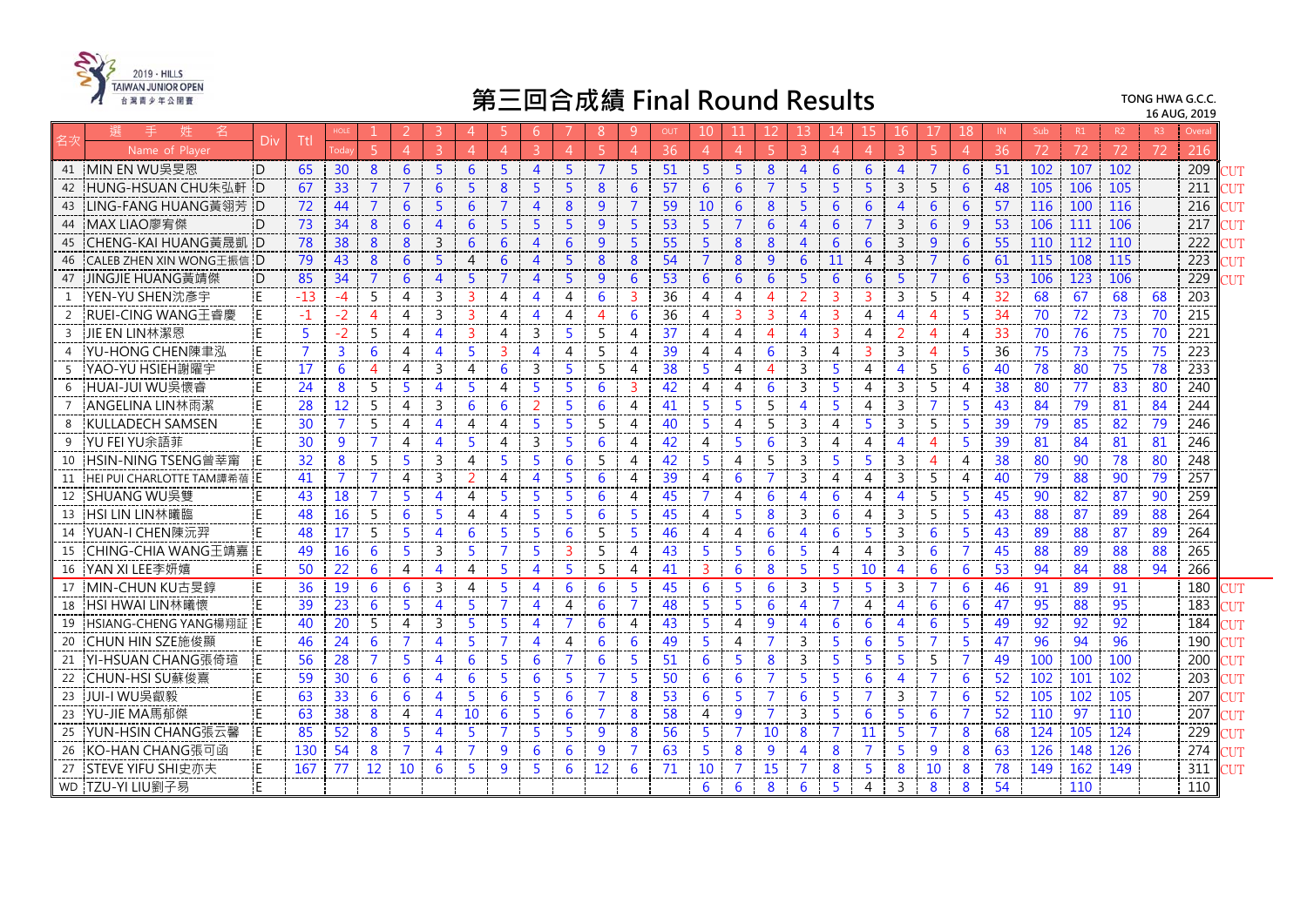2019 · HILLS TAIWAN JUNIOR OPEN 台灣青少年公開賽

# 第三回合成績 Final Round Results

TONG HWA G.C.C.
16 AUG, 2019

| 名次 | 選手姓名 Name of Player | Div | Ttl | HOLE Today | 1 | 2 | 3 | 4 | 5 | 6 | 7 | 8 | 9 | OUT | 10 | 11 | 12 | 13 | 14 | 15 | 16 | 17 | 18 | IN | Sub | R1 | R2 | R3 | Overal | |
|---|---|---|---|---|---|---|---|---|---|---|---|---|---|---|---|---|---|---|---|---|---|---|---|---|---|---|---|---|---|---|
| | | | | | 5 | 4 | 3 | 4 | 4 | 3 | 4 | 5 | 4 | 36 | 4 | 4 | 5 | 3 | 4 | 4 | 3 | 5 | 4 | 36 | 72 | 72 | 72 | 72 | 216 | |
| 41 | MIN EN WU吳旻恩 | D | 65 | 30 | 8 | 6 | 5 | 6 | 5 | 4 | 5 | 7 | 5 | 51 | 5 | 5 | 8 | 4 | 6 | 6 | 4 | 7 | 6 | 51 | 102 | 107 | 102 | | 209 | CUT |
| 42 | HUNG-HSUAN CHU朱弘軒 | D | 67 | 33 | 7 | 7 | 6 | 5 | 8 | 5 | 5 | 8 | 6 | 57 | 6 | 6 | 7 | 5 | 5 | 5 | 3 | 5 | 6 | 48 | 105 | 106 | 105 | | 211 | CUT |
| 43 | LING-FANG HUANG黃翎芳 | D | 72 | 44 | 7 | 6 | 5 | 6 | 7 | 4 | 8 | 9 | 7 | 59 | 10 | 6 | 8 | 5 | 6 | 6 | 4 | 6 | 6 | 57 | 116 | 100 | 116 | | 216 | CUT |
| 44 | MAX LIAO廖宥傑 | D | 73 | 34 | 8 | 6 | 4 | 6 | 5 | 5 | 5 | 9 | 5 | 53 | 5 | 7 | 6 | 4 | 6 | 7 | 3 | 6 | 9 | 53 | 106 | 111 | 106 | | 217 | CUT |
| 45 | CHENG-KAI HUANG黃晟凱 | D | 78 | 38 | 8 | 8 | 3 | 6 | 6 | 4 | 6 | 9 | 5 | 55 | 5 | 8 | 8 | 4 | 6 | 6 | 3 | 9 | 6 | 55 | 110 | 112 | 110 | | 222 | CUT |
| 46 | CALEB ZHEN XIN WONG王振信 | D | 79 | 43 | 8 | 6 | 5 | 4 | 6 | 4 | 5 | 8 | 8 | 54 | 7 | 8 | 9 | 6 | 11 | 4 | 3 | 7 | 6 | 61 | 115 | 108 | 115 | | 223 | CUT |
| 47 | JINGJIE HUANG黃靖傑 | D | 85 | 34 | 7 | 6 | 4 | 5 | 7 | 4 | 5 | 9 | 6 | 53 | 6 | 6 | 6 | 5 | 6 | 6 | 5 | 7 | 6 | 53 | 106 | 123 | 106 | | 229 | CUT |
| 1 | YEN-YU SHEN沈彥宇 | E | -13 | -4 | 5 | 4 | 3 | 3 | 4 | 4 | 4 | 6 | 3 | 36 | 4 | 4 | 4 | 2 | 3 | 3 | 3 | 5 | 4 | 32 | 68 | 67 | 68 | 68 | 203 | |
| 2 | RUEI-CING WANG王睿慶 | E | -1 | -2 | 4 | 4 | 3 | 3 | 4 | 4 | 4 | 4 | 6 | 36 | 4 | 3 | 3 | 4 | 3 | 4 | 4 | 4 | 5 | 34 | 70 | 72 | 73 | 70 | 215 | |
| 3 | JIE EN LIN林潔恩 | E | 5 | -2 | 5 | 4 | 4 | 3 | 4 | 3 | 5 | 5 | 4 | 37 | 4 | 4 | 4 | 4 | 3 | 4 | 2 | 4 | 4 | 33 | 70 | 76 | 75 | 70 | 221 | |
| 4 | YU-HONG CHEN陳聿泓 | E | 7 | 3 | 6 | 4 | 4 | 5 | 3 | 4 | 4 | 5 | 4 | 39 | 4 | 4 | 6 | 3 | 4 | 3 | 3 | 4 | 5 | 36 | 75 | 73 | 75 | 75 | 223 | |
| 5 | YAO-YU HSIEH謝曜宇 | E | 17 | 6 | 4 | 4 | 3 | 4 | 6 | 3 | 5 | 5 | 4 | 38 | 5 | 4 | 4 | 3 | 5 | 4 | 4 | 5 | 6 | 40 | 78 | 80 | 75 | 78 | 233 | |
| 6 | HUAI-JUI WU吳懷睿 | E | 24 | 8 | 5 | 5 | 4 | 5 | 4 | 5 | 5 | 6 | 3 | 42 | 4 | 4 | 6 | 3 | 5 | 4 | 3 | 5 | 4 | 38 | 80 | 77 | 83 | 80 | 240 | |
| 7 | ANGELINA LIN林雨潔 | E | 28 | 12 | 5 | 4 | 3 | 6 | 6 | 2 | 5 | 6 | 4 | 41 | 5 | 5 | 5 | 4 | 5 | 4 | 3 | 7 | 5 | 43 | 84 | 79 | 81 | 84 | 244 | |
| 8 | KULLADECH SAMSEN | E | 30 | 7 | 5 | 4 | 4 | 4 | 4 | 5 | 5 | 5 | 4 | 40 | 5 | 4 | 5 | 3 | 4 | 5 | 3 | 5 | 5 | 39 | 79 | 85 | 82 | 79 | 246 | |
| 9 | YU FEI YU余語菲 | E | 30 | 9 | 7 | 4 | 4 | 5 | 4 | 3 | 5 | 6 | 4 | 42 | 4 | 5 | 6 | 3 | 4 | 4 | 4 | 4 | 5 | 39 | 81 | 84 | 81 | 81 | 246 | |
| 10 | HSIN-NING TSENG曾莘甯 | E | 32 | 8 | 5 | 5 | 3 | 4 | 5 | 5 | 6 | 5 | 4 | 42 | 5 | 4 | 5 | 3 | 5 | 5 | 3 | 4 | 4 | 38 | 80 | 90 | 78 | 80 | 248 | |
| 11 | HEI PUI CHARLOTTE TAM譚希蓓 | E | 41 | 7 | 7 | 4 | 3 | 2 | 4 | 4 | 5 | 6 | 4 | 39 | 4 | 6 | 7 | 3 | 4 | 4 | 3 | 5 | 4 | 40 | 79 | 88 | 90 | 79 | 257 | |
| 12 | SHUANG WU吳雙 | E | 43 | 18 | 7 | 5 | 4 | 4 | 5 | 5 | 5 | 6 | 4 | 45 | 7 | 4 | 6 | 4 | 6 | 4 | 4 | 5 | 5 | 45 | 90 | 82 | 87 | 90 | 259 | |
| 13 | HSI LIN LIN林曦臨 | E | 48 | 16 | 5 | 6 | 5 | 4 | 4 | 5 | 5 | 6 | 5 | 45 | 4 | 5 | 8 | 3 | 6 | 4 | 3 | 5 | 5 | 43 | 88 | 87 | 89 | 88 | 264 | |
| 14 | YUAN-I CHEN陳沅羿 | E | 48 | 17 | 5 | 5 | 4 | 6 | 5 | 5 | 6 | 5 | 5 | 46 | 4 | 4 | 6 | 4 | 6 | 5 | 3 | 6 | 5 | 43 | 89 | 88 | 87 | 89 | 264 | |
| 15 | CHING-CHIA WANG王靖嘉 | E | 49 | 16 | 6 | 5 | 3 | 5 | 7 | 5 | 3 | 5 | 4 | 43 | 5 | 5 | 6 | 5 | 4 | 4 | 3 | 6 | 7 | 45 | 88 | 89 | 88 | 88 | 265 | |
| 16 | YAN XI LEE李妍嬉 | E | 50 | 22 | 6 | 4 | 4 | 4 | 5 | 4 | 5 | 5 | 4 | 41 | 3 | 6 | 8 | 5 | 5 | 10 | 4 | 6 | 6 | 53 | 94 | 84 | 88 | 94 | 266 | |
| 17 | MIN-CHUN KU古旻錞 | E | 36 | 19 | 6 | 6 | 3 | 4 | 5 | 4 | 6 | 6 | 5 | 45 | 6 | 5 | 6 | 3 | 5 | 5 | 3 | 7 | 6 | 46 | 91 | 89 | 91 | | 180 | CUT |
| 18 | HSI HWAI LIN林曦懷 | E | 39 | 23 | 6 | 5 | 4 | 5 | 7 | 4 | 4 | 6 | 7 | 48 | 5 | 5 | 6 | 4 | 7 | 4 | 4 | 6 | 6 | 47 | 95 | 88 | 95 | | 183 | CUT |
| 19 | HSIANG-CHENG YANG楊翔証 | E | 40 | 20 | 5 | 4 | 3 | 5 | 5 | 4 | 7 | 6 | 4 | 43 | 5 | 4 | 9 | 4 | 6 | 6 | 4 | 6 | 5 | 49 | 92 | 92 | 92 | | 184 | CUT |
| 20 | CHUN HIN SZE施俊顯 | E | 46 | 24 | 6 | 7 | 4 | 5 | 7 | 4 | 4 | 6 | 6 | 49 | 5 | 4 | 7 | 3 | 5 | 6 | 5 | 7 | 5 | 47 | 96 | 94 | 96 | | 190 | CUT |
| 21 | YI-HSUAN CHANG張倚瑄 | E | 56 | 28 | 7 | 5 | 4 | 6 | 5 | 6 | 7 | 6 | 5 | 51 | 6 | 5 | 8 | 3 | 5 | 5 | 5 | 5 | 7 | 49 | 100 | 100 | 100 | | 200 | CUT |
| 22 | CHUN-HSI SU蘇俊熹 | E | 59 | 30 | 6 | 6 | 4 | 6 | 5 | 6 | 5 | 7 | 5 | 50 | 6 | 6 | 7 | 5 | 5 | 6 | 4 | 7 | 6 | 52 | 102 | 101 | 102 | | 203 | CUT |
| 23 | JUI-I WU吳叡毅 | E | 63 | 33 | 6 | 6 | 4 | 5 | 6 | 5 | 6 | 7 | 8 | 53 | 6 | 5 | 7 | 6 | 5 | 7 | 3 | 7 | 6 | 52 | 105 | 102 | 105 | | 207 | CUT |
| 23 | YU-JIE MA馬郁傑 | E | 63 | 38 | 8 | 4 | 4 | 10 | 6 | 5 | 6 | 7 | 8 | 58 | 4 | 9 | 7 | 3 | 5 | 6 | 5 | 6 | 7 | 52 | 110 | 97 | 110 | | 207 | CUT |
| 25 | YUN-HSIN CHANG張云馨 | E | 85 | 52 | 8 | 5 | 4 | 5 | 7 | 5 | 5 | 9 | 8 | 56 | 5 | 7 | 10 | 8 | 7 | 11 | 5 | 7 | 8 | 68 | 124 | 105 | 124 | | 229 | CUT |
| 26 | KO-HAN CHANG張可函 | E | 130 | 54 | 8 | 7 | 4 | 7 | 9 | 6 | 6 | 9 | 7 | 63 | 5 | 8 | 9 | 4 | 8 | 7 | 5 | 9 | 8 | 63 | 126 | 148 | 126 | | 274 | CUT |
| 27 | STEVE YIFU SHI史亦夫 | E | 167 | 77 | 12 | 10 | 6 | 5 | 9 | 5 | 6 | 12 | 6 | 71 | 10 | 7 | 15 | 7 | 8 | 5 | 8 | 10 | 8 | 78 | 149 | 162 | 149 | | 311 | CUT |
| WD | TZU-YI LIU劉子易 | E | | | | | | | | | | | | | 6 | 6 | 8 | 6 | 5 | 4 | 3 | 8 | 8 | 54 | | 110 | | | 110 | |